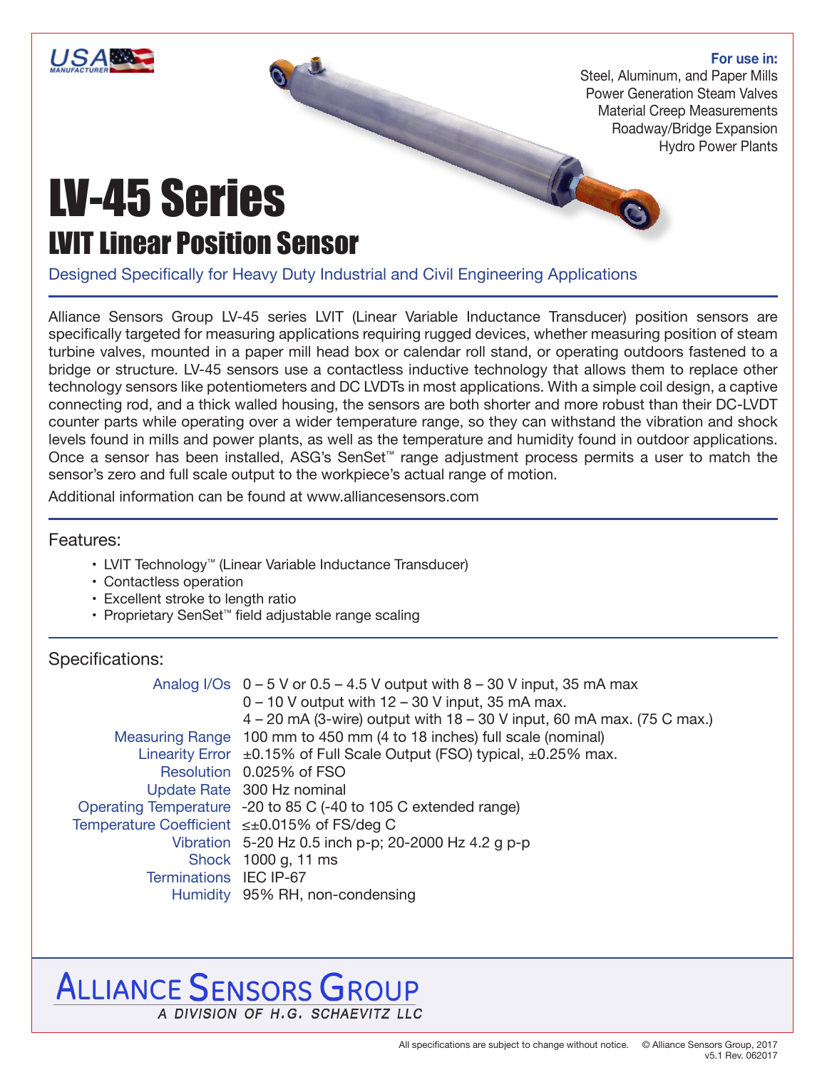**For use in:**
Steel, Aluminum, and Paper Mills
Power Generation Steam Valves
Material Creep Measurements
Roadway/Bridge Expansion
Hydro Power Plants

# LV-45 Series

## LVIT Linear Position Sensor

Designed Specifically for Heavy Duty Industrial and Civil Engineering Applications

Alliance Sensors Group LV-45 series LVIT (Linear Variable Inductance Transducer) position sensors are specifically targeted for measuring applications requiring rugged devices, whether measuring position of steam turbine valves, mounted in a paper mill head box or calendar roll stand, or operating outdoors fastened to a bridge or structure. LV-45 sensors use a contactless inductive technology that allows them to replace other technology sensors like potentiometers and DC LVDTs in most applications. With a simple coil design, a captive connecting rod, and a thick walled housing, the sensors are both shorter and more robust than their DC-LVDT counter parts while operating over a wider temperature range, so they can withstand the vibration and shock levels found in mills and power plants, as well as the temperature and humidity found in outdoor applications. Once a sensor has been installed, ASG's SenSet™ range adjustment process permits a user to match the sensor's zero and full scale output to the workpiece's actual range of motion.

Additional information can be found at www.alliancesensors.com

### Features:

- LVIT Technology™ (Linear Variable Inductance Transducer)
- Contactless operation
- Excellent stroke to length ratio
- Proprietary SenSet™ field adjustable range scaling

### Specifications:

| | |
|---|---|
| Analog I/Os | 0 – 5 V or 0.5 – 4.5 V output with 8 – 30 V input, 35 mA max<br>0 – 10 V output with 12 – 30 V input, 35 mA max.<br>4 – 20 mA (3-wire) output with 18 – 30 V input, 60 mA max. (75 C max.) |
| Measuring Range | 100 mm to 450 mm (4 to 18 inches) full scale (nominal) |
| Linearity Error | ±0.15% of Full Scale Output (FSO) typical, ±0.25% max. |
| Resolution | 0.025% of FSO |
| Update Rate | 300 Hz nominal |
| Operating Temperature | -20 to 85 C (-40 to 105 C extended range) |
| Temperature Coefficient | ≤±0.015% of FS/deg C |
| Vibration | 5-20 Hz 0.5 inch p-p; 20-2000 Hz 4.2 g p-p |
| Shock | 1000 g, 11 ms |
| Terminations | IEC IP-67 |
| Humidity | 95% RH, non-condensing |

ALLIANCE SENSORS GROUP
A DIVISION OF H.G. SCHAEVITZ LLC

All specifications are subject to change without notice. © Alliance Sensors Group, 2017
v5.1 Rev. 062017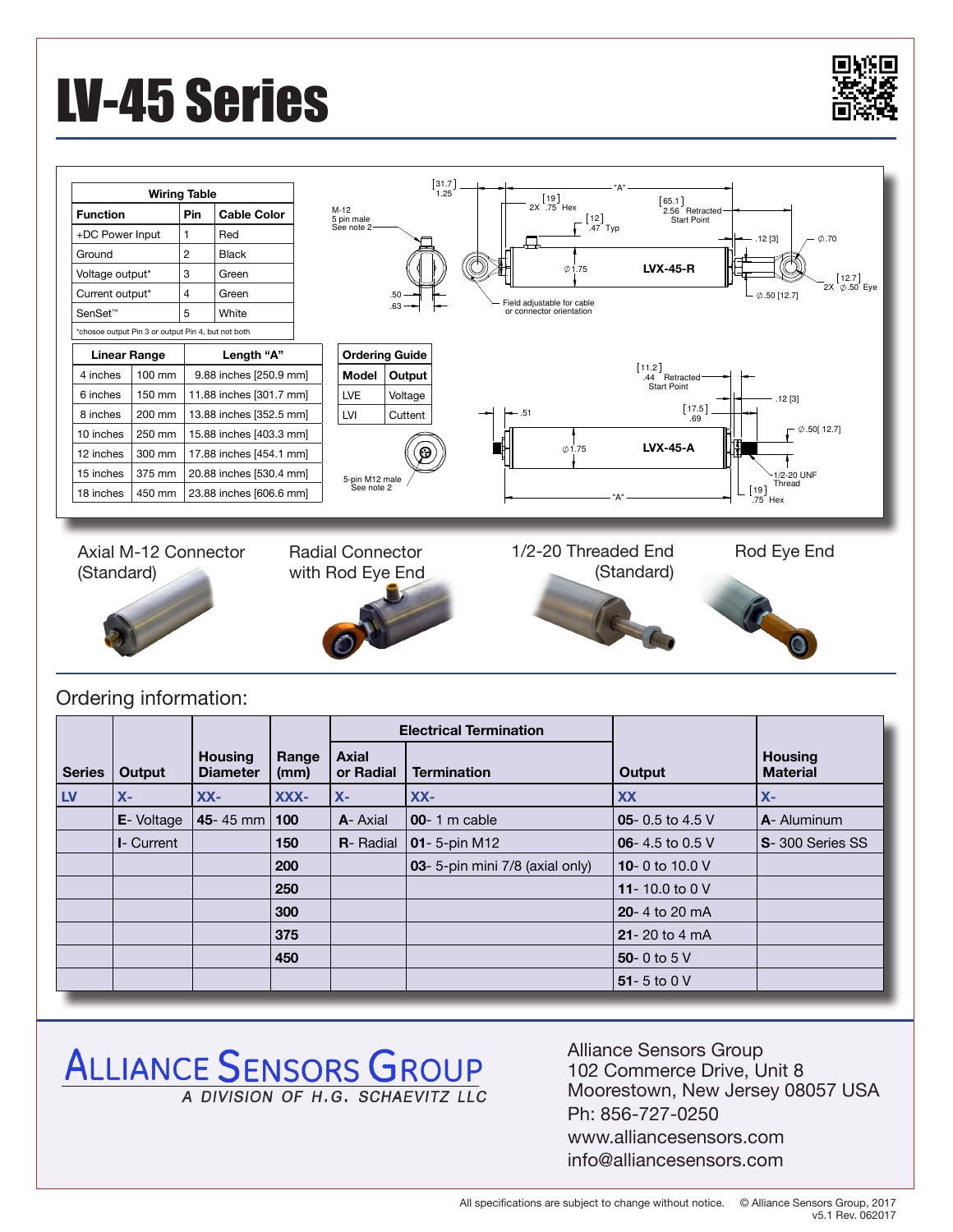# LV-45 Series

| Wiring Table | | |
|---|---|---|
| **Function** | **Pin** | **Cable Color** |
| +DC Power Input | 1 | Red |
| Ground | 2 | Black |
| Voltage output* | 3 | Green |
| Current output* | 4 | Green |
| SenSet™ | 5 | White |

*chosoe output Pin 3 or output Pin 4, but not both

| Linear Range | | Length "A" |
|---|---|---|
| 4 inches | 100 mm | 9.88 inches [250.9 mm] |
| 6 inches | 150 mm | 11.88 inches [301.7 mm] |
| 8 inches | 200 mm | 13.88 inches [352.5 mm] |
| 10 inches | 250 mm | 15.88 inches [403.3 mm] |
| 12 inches | 300 mm | 17.88 inches [454.1 mm] |
| 15 inches | 375 mm | 20.88 inches [530.4 mm] |
| 18 inches | 450 mm | 23.88 inches [606.6 mm] |

| Ordering Guide | |
|---|---|
| **Model** | **Output** |
| LVE | Voltage |
| LVI | Cuttent |

M-12
5 pin male
See note 2

.50
.63

[31.7]
1.25

[19]
2X .75 Hex

[12]
.47 Typ

"A"

[65.1]
2.56 Retracted Start Point

.12 [3]

∅.70

∅1.75

LVX-45-R

[12.7]
2X ∅.50 Eye

∅.50 [12.7]

Field adjustable for cable or connector orientation

5-pin M12 male
See note 2

[11.2]
.44 Retracted Start Point

.12 [3]

.51

[17.5]
.69

∅.50[ 12.7]

∅1.75

LVX-45-A

1/2-20 UNF Thread

[19]
.75 Hex

"A"

Axial M-12 Connector (Standard)

Radial Connector with Rod Eye End

1/2-20 Threaded End (Standard)

Rod Eye End

## Ordering information:

| Series | Output | Housing Diameter | Range (mm) | Electrical Termination: Axial or Radial | Electrical Termination: Termination | Output | Housing Material |
|---|---|---|---|---|---|---|---|
| **LV** | **X-** | **XX-** | **XXX-** | **X-** | **XX-** | **XX** | **X-** |
| | **E**- Voltage | **45**- 45 mm | **100** | **A**- Axial | **00**- 1 m cable | **05**- 0.5 to 4.5 V | **A**- Aluminum |
| | **I**- Current | | **150** | **R**- Radial | **01**- 5-pin M12 | **06**- 4.5 to 0.5 V | **S**- 300 Series SS |
| | | | **200** | | **03**- 5-pin mini 7/8 (axial only) | **10**- 0 to 10.0 V | |
| | | | **250** | | | **11**- 10.0 to 0 V | |
| | | | **300** | | | **20**- 4 to 20 mA | |
| | | | **375** | | | **21**- 20 to 4 mA | |
| | | | **450** | | | **50**- 0 to 5 V | |
| | | | | | | **51**- 5 to 0 V | |

ALLIANCE SENSORS GROUP
A DIVISION OF H.G. SCHAEVITZ LLC

Alliance Sensors Group
102 Commerce Drive, Unit 8
Moorestown, New Jersey 08057 USA
Ph: 856-727-0250
www.alliancesensors.com
info@alliancesensors.com

All specifications are subject to change without notice. © Alliance Sensors Group, 2017
v5.1 Rev. 062017